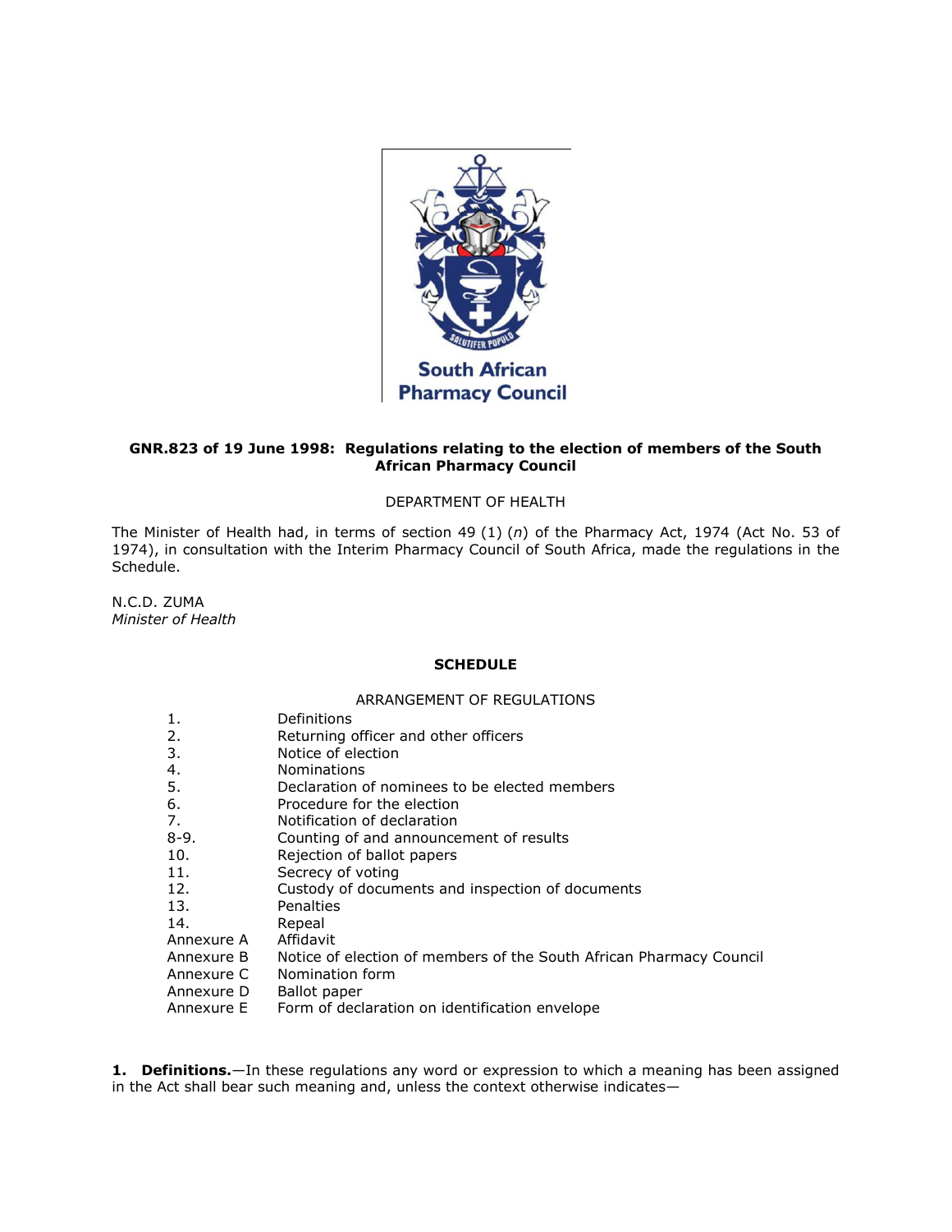South African Pharmacy Council

**GNR.823 of 19 June 1998: Regulations relating to the election of members of the South African Pharmacy Council**

DEPARTMENT OF HEALTH

The Minister of Health had, in terms of section 49 (1) (*n*) of the Pharmacy Act, 1974 (Act No. 53 of 1974), in consultation with the Interim Pharmacy Council of South Africa, made the regulations in the Schedule.

N.C.D. ZUMA
*Minister of Health*

**SCHEDULE**

ARRANGEMENT OF REGULATIONS

| | |
|---|---|
| 1. | Definitions |
| 2. | Returning officer and other officers |
| 3. | Notice of election |
| 4. | Nominations |
| 5. | Declaration of nominees to be elected members |
| 6. | Procedure for the election |
| 7. | Notification of declaration |
| 8-9. | Counting of and announcement of results |
| 10. | Rejection of ballot papers |
| 11. | Secrecy of voting |
| 12. | Custody of documents and inspection of documents |
| 13. | Penalties |
| 14. | Repeal |
| Annexure A | Affidavit |
| Annexure B | Notice of election of members of the South African Pharmacy Council |
| Annexure C | Nomination form |
| Annexure D | Ballot paper |
| Annexure E | Form of declaration on identification envelope |

**1. Definitions.**—In these regulations any word or expression to which a meaning has been assigned in the Act shall bear such meaning and, unless the context otherwise indicates—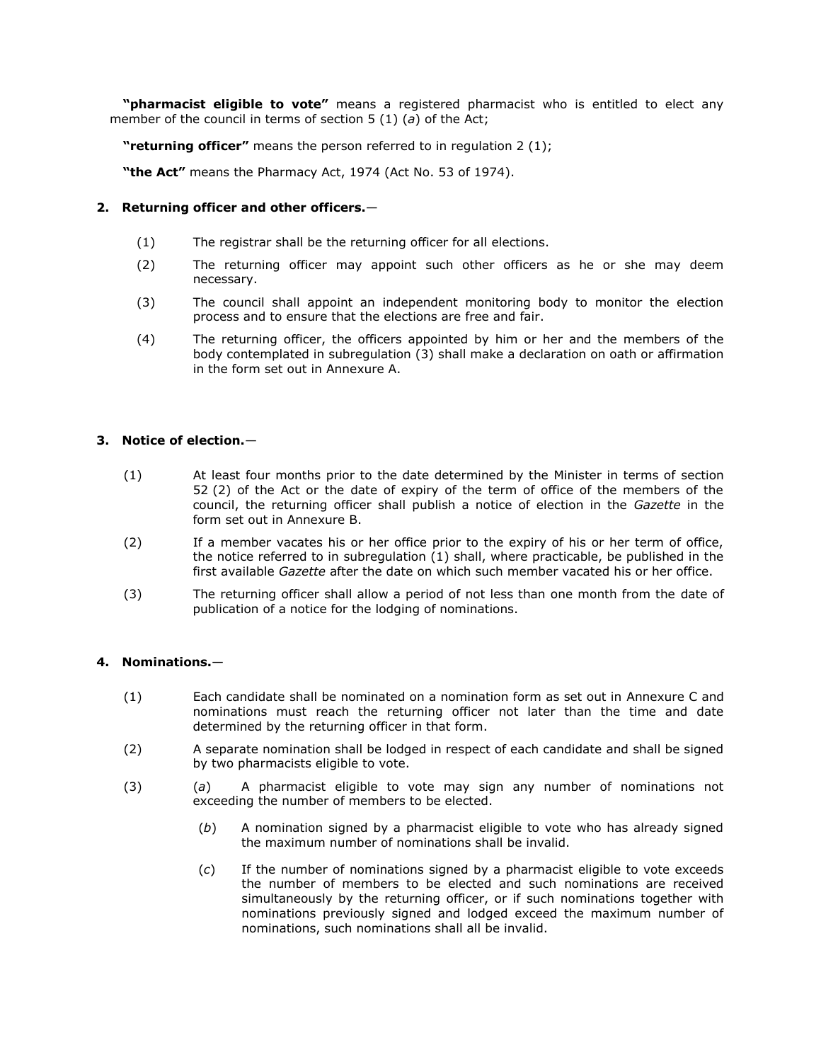**"pharmacist eligible to vote"** means a registered pharmacist who is entitled to elect any member of the council in terms of section 5 (1) (*a*) of the Act;

**"returning officer"** means the person referred to in regulation 2 (1);

**"the Act"** means the Pharmacy Act, 1974 (Act No. 53 of 1974).

**2. Returning officer and other officers.**—

(1) The registrar shall be the returning officer for all elections.

(2) The returning officer may appoint such other officers as he or she may deem necessary.

(3) The council shall appoint an independent monitoring body to monitor the election process and to ensure that the elections are free and fair.

(4) The returning officer, the officers appointed by him or her and the members of the body contemplated in subregulation (3) shall make a declaration on oath or affirmation in the form set out in Annexure A.

**3. Notice of election.**—

(1) At least four months prior to the date determined by the Minister in terms of section 52 (2) of the Act or the date of expiry of the term of office of the members of the council, the returning officer shall publish a notice of election in the *Gazette* in the form set out in Annexure B.

(2) If a member vacates his or her office prior to the expiry of his or her term of office, the notice referred to in subregulation (1) shall, where practicable, be published in the first available *Gazette* after the date on which such member vacated his or her office.

(3) The returning officer shall allow a period of not less than one month from the date of publication of a notice for the lodging of nominations.

**4. Nominations.**—

(1) Each candidate shall be nominated on a nomination form as set out in Annexure C and nominations must reach the returning officer not later than the time and date determined by the returning officer in that form.

(2) A separate nomination shall be lodged in respect of each candidate and shall be signed by two pharmacists eligible to vote.

(3) (*a*) A pharmacist eligible to vote may sign any number of nominations not exceeding the number of members to be elected.

(*b*) A nomination signed by a pharmacist eligible to vote who has already signed the maximum number of nominations shall be invalid.

(*c*) If the number of nominations signed by a pharmacist eligible to vote exceeds the number of members to be elected and such nominations are received simultaneously by the returning officer, or if such nominations together with nominations previously signed and lodged exceed the maximum number of nominations, such nominations shall all be invalid.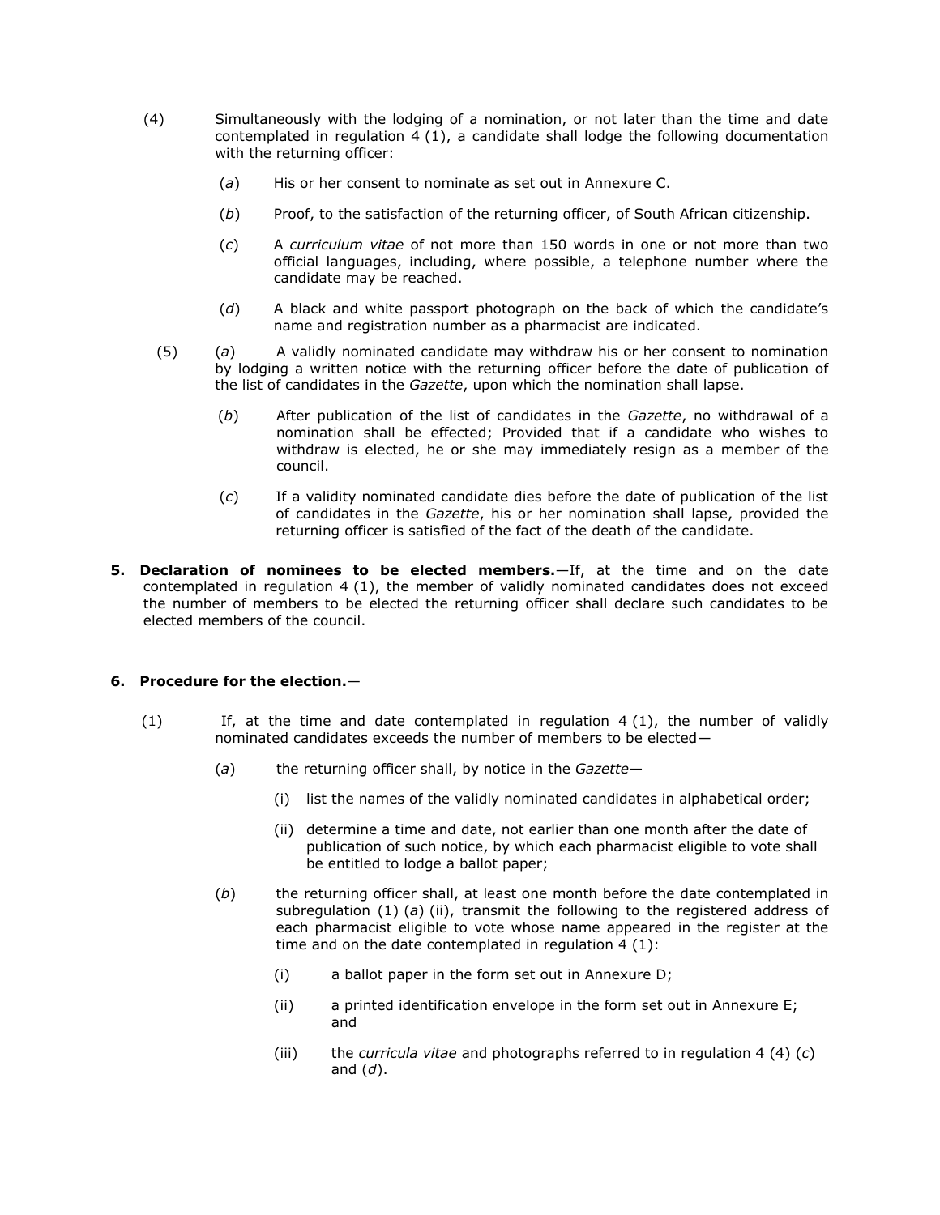(4) Simultaneously with the lodging of a nomination, or not later than the time and date contemplated in regulation 4 (1), a candidate shall lodge the following documentation with the returning officer:

(*a*) His or her consent to nominate as set out in Annexure C.

(*b*) Proof, to the satisfaction of the returning officer, of South African citizenship.

(*c*) A *curriculum vitae* of not more than 150 words in one or not more than two official languages, including, where possible, a telephone number where the candidate may be reached.

(*d*) A black and white passport photograph on the back of which the candidate's name and registration number as a pharmacist are indicated.

(5) (*a*) A validly nominated candidate may withdraw his or her consent to nomination by lodging a written notice with the returning officer before the date of publication of the list of candidates in the *Gazette*, upon which the nomination shall lapse.

(*b*) After publication of the list of candidates in the *Gazette*, no withdrawal of a nomination shall be effected; Provided that if a candidate who wishes to withdraw is elected, he or she may immediately resign as a member of the council.

(*c*) If a validity nominated candidate dies before the date of publication of the list of candidates in the *Gazette*, his or her nomination shall lapse, provided the returning officer is satisfied of the fact of the death of the candidate.

**5. Declaration of nominees to be elected members.**—If, at the time and on the date contemplated in regulation 4 (1), the member of validly nominated candidates does not exceed the number of members to be elected the returning officer shall declare such candidates to be elected members of the council.

**6. Procedure for the election.**—

(1) If, at the time and date contemplated in regulation 4 (1), the number of validly nominated candidates exceeds the number of members to be elected—

(*a*) the returning officer shall, by notice in the *Gazette*—

(i) list the names of the validly nominated candidates in alphabetical order;

(ii) determine a time and date, not earlier than one month after the date of publication of such notice, by which each pharmacist eligible to vote shall be entitled to lodge a ballot paper;

(*b*) the returning officer shall, at least one month before the date contemplated in subregulation (1) (*a*) (ii), transmit the following to the registered address of each pharmacist eligible to vote whose name appeared in the register at the time and on the date contemplated in regulation 4 (1):

(i) a ballot paper in the form set out in Annexure D;

(ii) a printed identification envelope in the form set out in Annexure E; and

(iii) the *curricula vitae* and photographs referred to in regulation 4 (4) (*c*) and (*d*).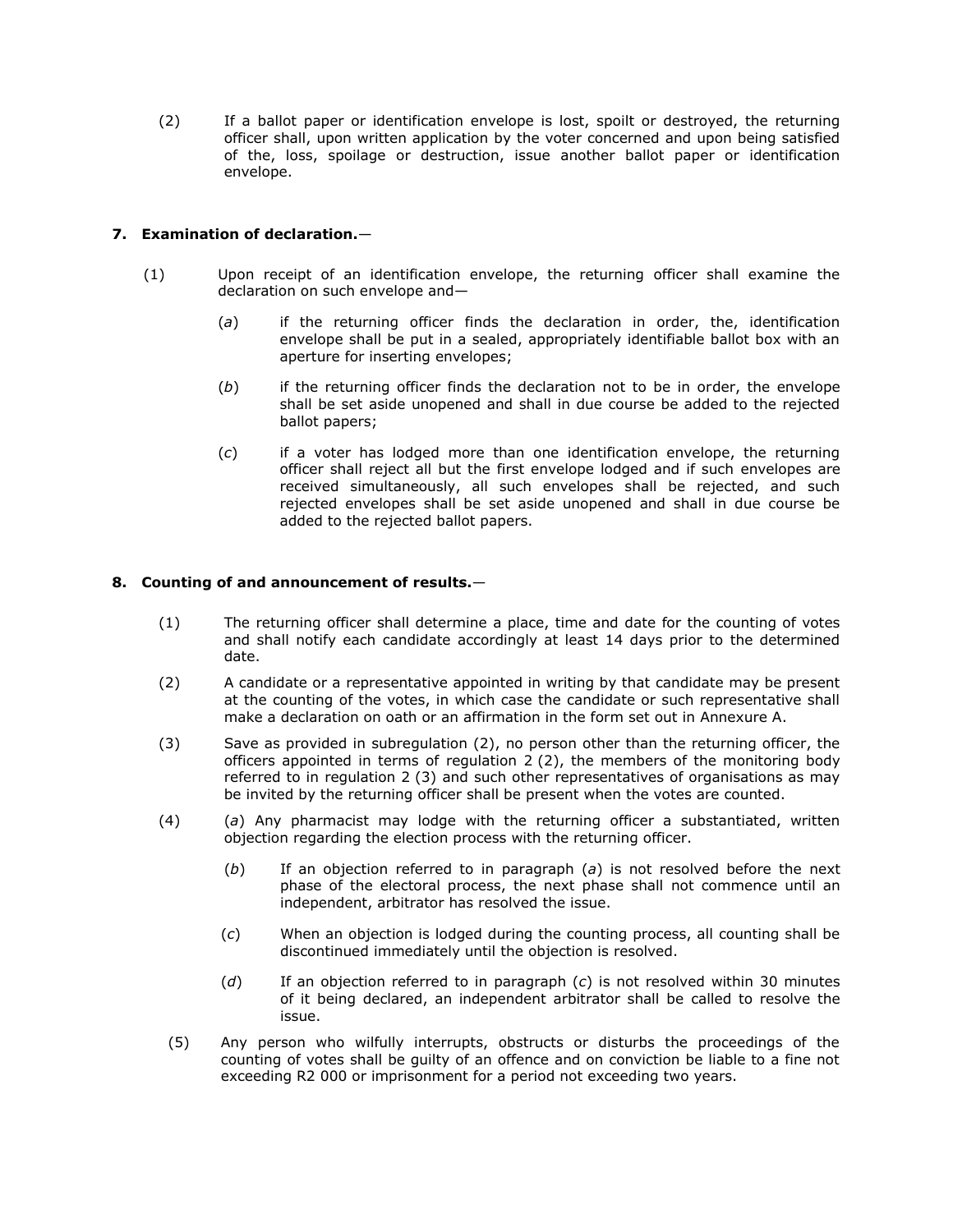(2) If a ballot paper or identification envelope is lost, spoilt or destroyed, the returning officer shall, upon written application by the voter concerned and upon being satisfied of the, loss, spoilage or destruction, issue another ballot paper or identification envelope.

**7. Examination of declaration.**—

(1) Upon receipt of an identification envelope, the returning officer shall examine the declaration on such envelope and—

(*a*) if the returning officer finds the declaration in order, the, identification envelope shall be put in a sealed, appropriately identifiable ballot box with an aperture for inserting envelopes;

(*b*) if the returning officer finds the declaration not to be in order, the envelope shall be set aside unopened and shall in due course be added to the rejected ballot papers;

(*c*) if a voter has lodged more than one identification envelope, the returning officer shall reject all but the first envelope lodged and if such envelopes are received simultaneously, all such envelopes shall be rejected, and such rejected envelopes shall be set aside unopened and shall in due course be added to the rejected ballot papers.

**8. Counting of and announcement of results.**—

(1) The returning officer shall determine a place, time and date for the counting of votes and shall notify each candidate accordingly at least 14 days prior to the determined date.

(2) A candidate or a representative appointed in writing by that candidate may be present at the counting of the votes, in which case the candidate or such representative shall make a declaration on oath or an affirmation in the form set out in Annexure A.

(3) Save as provided in subregulation (2), no person other than the returning officer, the officers appointed in terms of regulation 2 (2), the members of the monitoring body referred to in regulation 2 (3) and such other representatives of organisations as may be invited by the returning officer shall be present when the votes are counted.

(4) (*a*) Any pharmacist may lodge with the returning officer a substantiated, written objection regarding the election process with the returning officer.

(*b*) If an objection referred to in paragraph (*a*) is not resolved before the next phase of the electoral process, the next phase shall not commence until an independent, arbitrator has resolved the issue.

(*c*) When an objection is lodged during the counting process, all counting shall be discontinued immediately until the objection is resolved.

(*d*) If an objection referred to in paragraph (*c*) is not resolved within 30 minutes of it being declared, an independent arbitrator shall be called to resolve the issue.

(5) Any person who wilfully interrupts, obstructs or disturbs the proceedings of the counting of votes shall be guilty of an offence and on conviction be liable to a fine not exceeding R2 000 or imprisonment for a period not exceeding two years.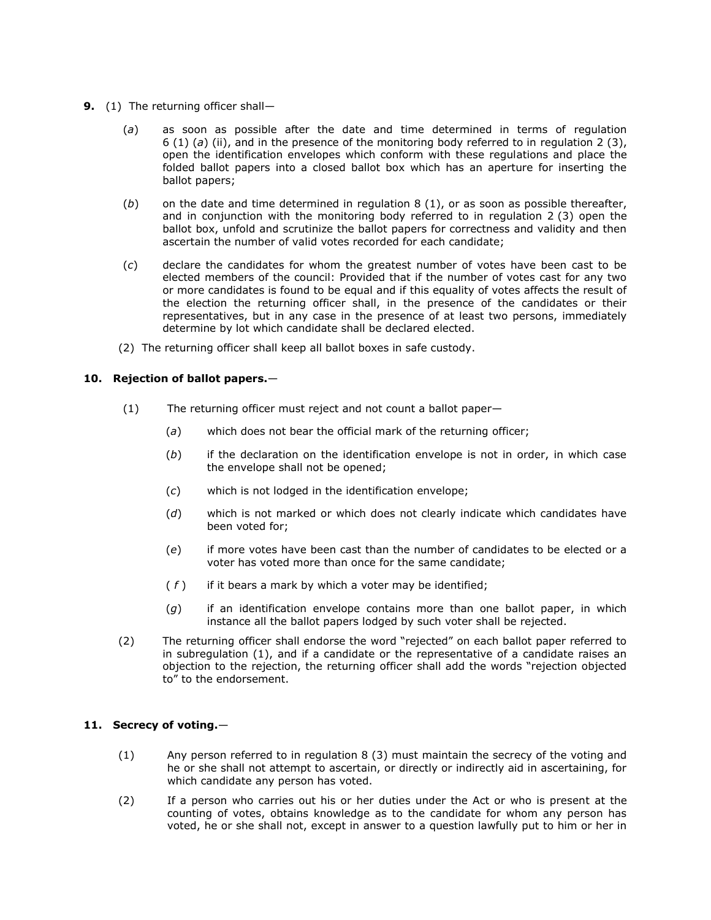**9.** (1) The returning officer shall—

(*a*) as soon as possible after the date and time determined in terms of regulation 6 (1) (*a*) (ii), and in the presence of the monitoring body referred to in regulation 2 (3), open the identification envelopes which conform with these regulations and place the folded ballot papers into a closed ballot box which has an aperture for inserting the ballot papers;

(*b*) on the date and time determined in regulation 8 (1), or as soon as possible thereafter, and in conjunction with the monitoring body referred to in regulation 2 (3) open the ballot box, unfold and scrutinize the ballot papers for correctness and validity and then ascertain the number of valid votes recorded for each candidate;

(*c*) declare the candidates for whom the greatest number of votes have been cast to be elected members of the council: Provided that if the number of votes cast for any two or more candidates is found to be equal and if this equality of votes affects the result of the election the returning officer shall, in the presence of the candidates or their representatives, but in any case in the presence of at least two persons, immediately determine by lot which candidate shall be declared elected.

(2) The returning officer shall keep all ballot boxes in safe custody.

**10. Rejection of ballot papers.**—

(1) The returning officer must reject and not count a ballot paper—

(*a*) which does not bear the official mark of the returning officer;

(*b*) if the declaration on the identification envelope is not in order, in which case the envelope shall not be opened;

(*c*) which is not lodged in the identification envelope;

(*d*) which is not marked or which does not clearly indicate which candidates have been voted for;

(*e*) if more votes have been cast than the number of candidates to be elected or a voter has voted more than once for the same candidate;

(*f*) if it bears a mark by which a voter may be identified;

(*g*) if an identification envelope contains more than one ballot paper, in which instance all the ballot papers lodged by such voter shall be rejected.

(2) The returning officer shall endorse the word "rejected" on each ballot paper referred to in subregulation (1), and if a candidate or the representative of a candidate raises an objection to the rejection, the returning officer shall add the words "rejection objected to" to the endorsement.

**11. Secrecy of voting.**—

(1) Any person referred to in regulation 8 (3) must maintain the secrecy of the voting and he or she shall not attempt to ascertain, or directly or indirectly aid in ascertaining, for which candidate any person has voted.

(2) If a person who carries out his or her duties under the Act or who is present at the counting of votes, obtains knowledge as to the candidate for whom any person has voted, he or she shall not, except in answer to a question lawfully put to him or her in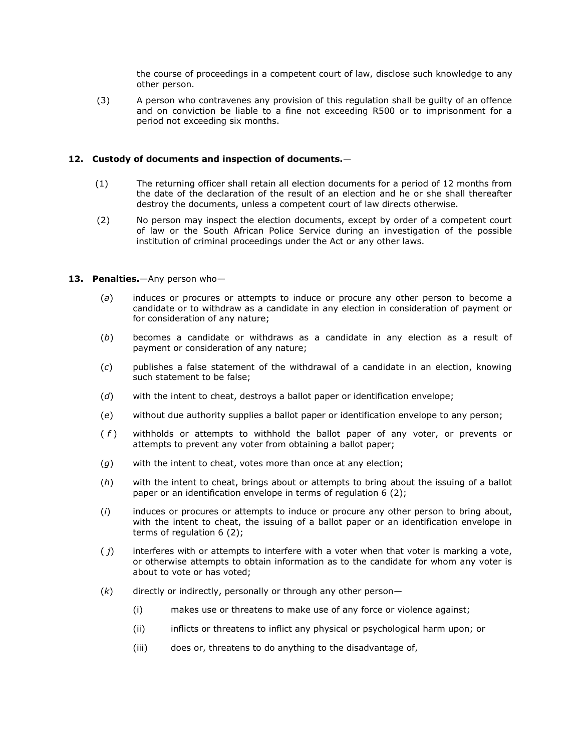the course of proceedings in a competent court of law, disclose such knowledge to any other person.

(3) A person who contravenes any provision of this regulation shall be guilty of an offence and on conviction be liable to a fine not exceeding R500 or to imprisonment for a period not exceeding six months.

**12. Custody of documents and inspection of documents.**—

(1) The returning officer shall retain all election documents for a period of 12 months from the date of the declaration of the result of an election and he or she shall thereafter destroy the documents, unless a competent court of law directs otherwise.

(2) No person may inspect the election documents, except by order of a competent court of law or the South African Police Service during an investigation of the possible institution of criminal proceedings under the Act or any other laws.

**13. Penalties.**—Any person who—

(*a*) induces or procures or attempts to induce or procure any other person to become a candidate or to withdraw as a candidate in any election in consideration of payment or for consideration of any nature;

(*b*) becomes a candidate or withdraws as a candidate in any election as a result of payment or consideration of any nature;

(*c*) publishes a false statement of the withdrawal of a candidate in an election, knowing such statement to be false;

(*d*) with the intent to cheat, destroys a ballot paper or identification envelope;

(*e*) without due authority supplies a ballot paper or identification envelope to any person;

(*f*) withholds or attempts to withhold the ballot paper of any voter, or prevents or attempts to prevent any voter from obtaining a ballot paper;

(*g*) with the intent to cheat, votes more than once at any election;

(*h*) with the intent to cheat, brings about or attempts to bring about the issuing of a ballot paper or an identification envelope in terms of regulation 6 (2);

(*i*) induces or procures or attempts to induce or procure any other person to bring about, with the intent to cheat, the issuing of a ballot paper or an identification envelope in terms of regulation 6 (2);

(*j*) interferes with or attempts to interfere with a voter when that voter is marking a vote, or otherwise attempts to obtain information as to the candidate for whom any voter is about to vote or has voted;

(*k*) directly or indirectly, personally or through any other person—

(i) makes use or threatens to make use of any force or violence against;

(ii) inflicts or threatens to inflict any physical or psychological harm upon; or

(iii) does or, threatens to do anything to the disadvantage of,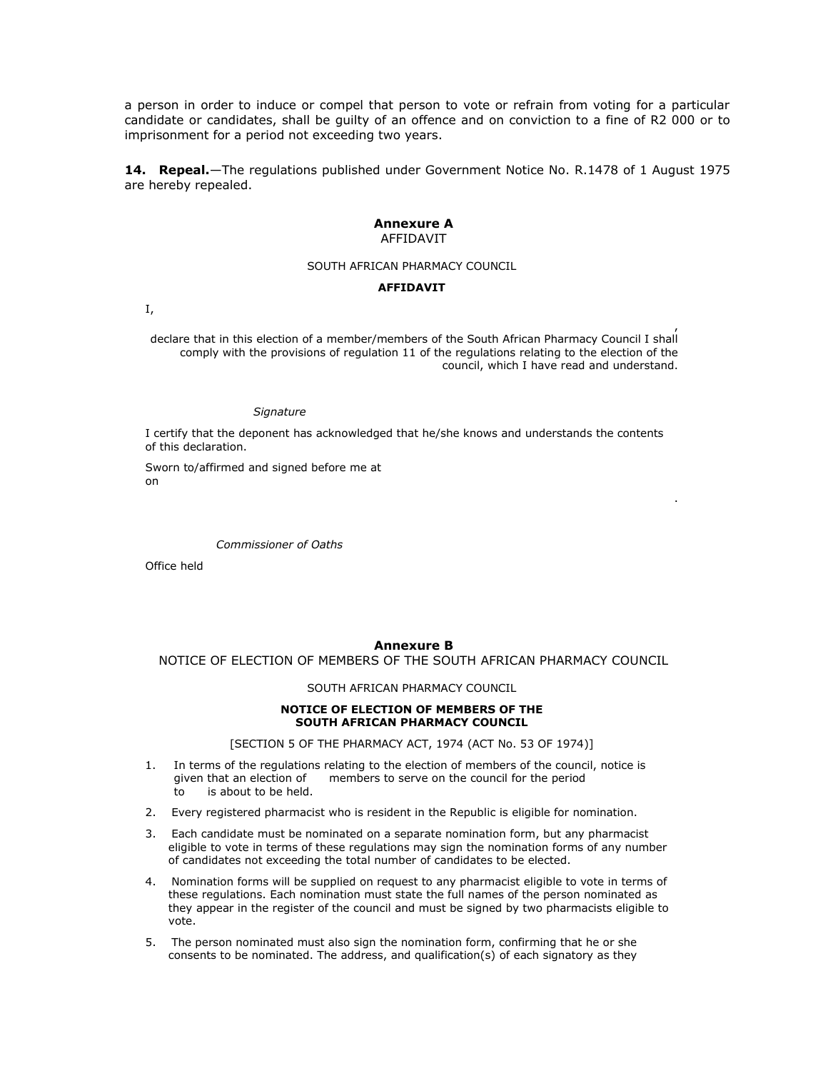a person in order to induce or compel that person to vote or refrain from voting for a particular candidate or candidates, shall be guilty of an offence and on conviction to a fine of R2 000 or to imprisonment for a period not exceeding two years.

**14. Repeal.**—The regulations published under Government Notice No. R.1478 of 1 August 1975 are hereby repealed.

## Annexure A

AFFIDAVIT

SOUTH AFRICAN PHARMACY COUNCIL

**AFFIDAVIT**

I,

,

declare that in this election of a member/members of the South African Pharmacy Council I shall comply with the provisions of regulation 11 of the regulations relating to the election of the council, which I have read and understand.

*Signature*

I certify that the deponent has acknowledged that he/she knows and understands the contents of this declaration.

Sworn to/affirmed and signed before me at
on

.

*Commissioner of Oaths*

Office held

## Annexure B

NOTICE OF ELECTION OF MEMBERS OF THE SOUTH AFRICAN PHARMACY COUNCIL

SOUTH AFRICAN PHARMACY COUNCIL

**NOTICE OF ELECTION OF MEMBERS OF THE SOUTH AFRICAN PHARMACY COUNCIL**

[SECTION 5 OF THE PHARMACY ACT, 1974 (ACT No. 53 OF 1974)]

1. In terms of the regulations relating to the election of members of the council, notice is given that an election of members to serve on the council for the period to is about to be held.
2. Every registered pharmacist who is resident in the Republic is eligible for nomination.
3. Each candidate must be nominated on a separate nomination form, but any pharmacist eligible to vote in terms of these regulations may sign the nomination forms of any number of candidates not exceeding the total number of candidates to be elected.
4. Nomination forms will be supplied on request to any pharmacist eligible to vote in terms of these regulations. Each nomination must state the full names of the person nominated as they appear in the register of the council and must be signed by two pharmacists eligible to vote.
5. The person nominated must also sign the nomination form, confirming that he or she consents to be nominated. The address, and qualification(s) of each signatory as they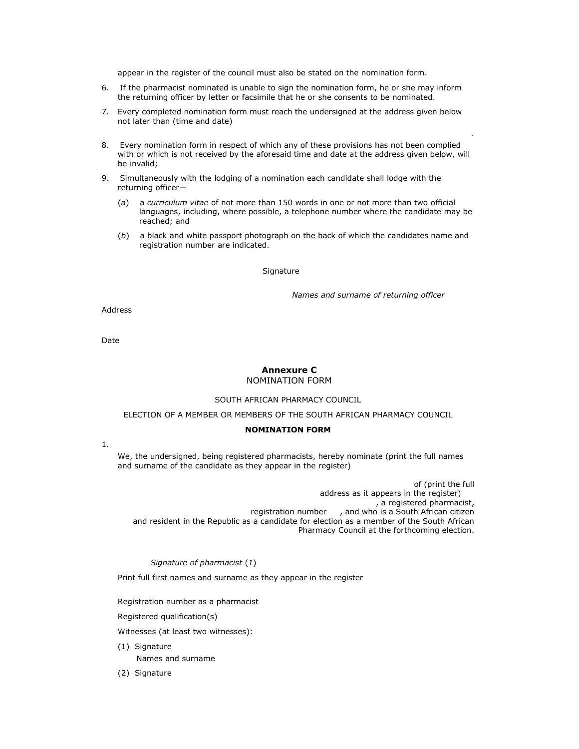appear in the register of the council must also be stated on the nomination form.

6. If the pharmacist nominated is unable to sign the nomination form, he or she may inform the returning officer by letter or facsimile that he or she consents to be nominated.

7. Every completed nomination form must reach the undersigned at the address given below not later than (time and date)

   .

8. Every nomination form in respect of which any of these provisions has not been complied with or which is not received by the aforesaid time and date at the address given below, will be invalid;

9. Simultaneously with the lodging of a nomination each candidate shall lodge with the returning officer—

   (*a*) a *curriculum vitae* of not more than 150 words in one or not more than two official languages, including, where possible, a telephone number where the candidate may be reached; and

   (*b*) a black and white passport photograph on the back of which the candidates name and registration number are indicated.

Signature

*Names and surname of returning officer*

Address

Date

## Annexure C

NOMINATION FORM

SOUTH AFRICAN PHARMACY COUNCIL

ELECTION OF A MEMBER OR MEMBERS OF THE SOUTH AFRICAN PHARMACY COUNCIL

**NOMINATION FORM**

1.

We, the undersigned, being registered pharmacists, hereby nominate (print the full names and surname of the candidate as they appear in the register)

of (print the full address as it appears in the register) , a registered pharmacist, registration number , and who is a South African citizen and resident in the Republic as a candidate for election as a member of the South African Pharmacy Council at the forthcoming election.

*Signature of pharmacist* (*1*)

Print full first names and surname as they appear in the register

Registration number as a pharmacist

Registered qualification(s)

Witnesses (at least two witnesses):

(1) Signature
    Names and surname

(2) Signature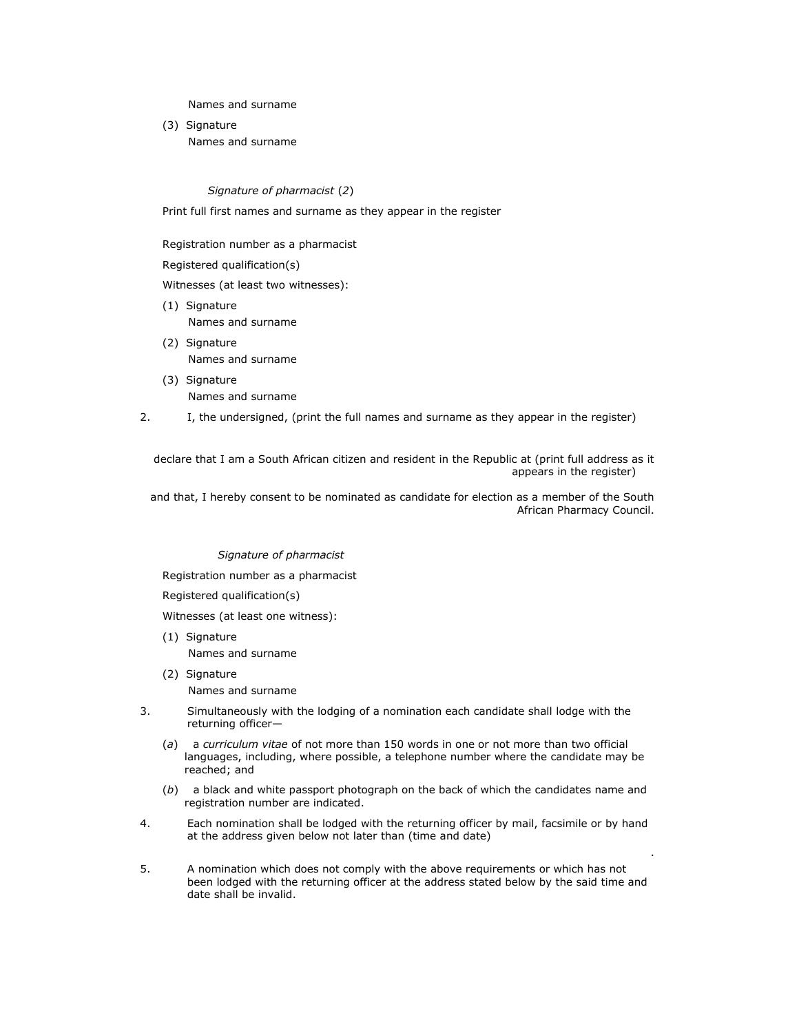Names and surname

(3) Signature
Names and surname

*Signature of pharmacist* (*2*)

Print full first names and surname as they appear in the register

Registration number as a pharmacist

Registered qualification(s)

Witnesses (at least two witnesses):

(1) Signature
Names and surname

(2) Signature
Names and surname

(3) Signature
Names and surname

2. I, the undersigned, (print the full names and surname as they appear in the register)

declare that I am a South African citizen and resident in the Republic at (print full address as it appears in the register)

and that, I hereby consent to be nominated as candidate for election as a member of the South African Pharmacy Council.

*Signature of pharmacist*

Registration number as a pharmacist

Registered qualification(s)

Witnesses (at least one witness):

(1) Signature
Names and surname

(2) Signature
Names and surname

3. Simultaneously with the lodging of a nomination each candidate shall lodge with the returning officer—

   (*a*) a *curriculum vitae* of not more than 150 words in one or not more than two official languages, including, where possible, a telephone number where the candidate may be reached; and

   (*b*) a black and white passport photograph on the back of which the candidates name and registration number are indicated.

4. Each nomination shall be lodged with the returning officer by mail, facsimile or by hand at the address given below not later than (time and date)

   .

5. A nomination which does not comply with the above requirements or which has not been lodged with the returning officer at the address stated below by the said time and date shall be invalid.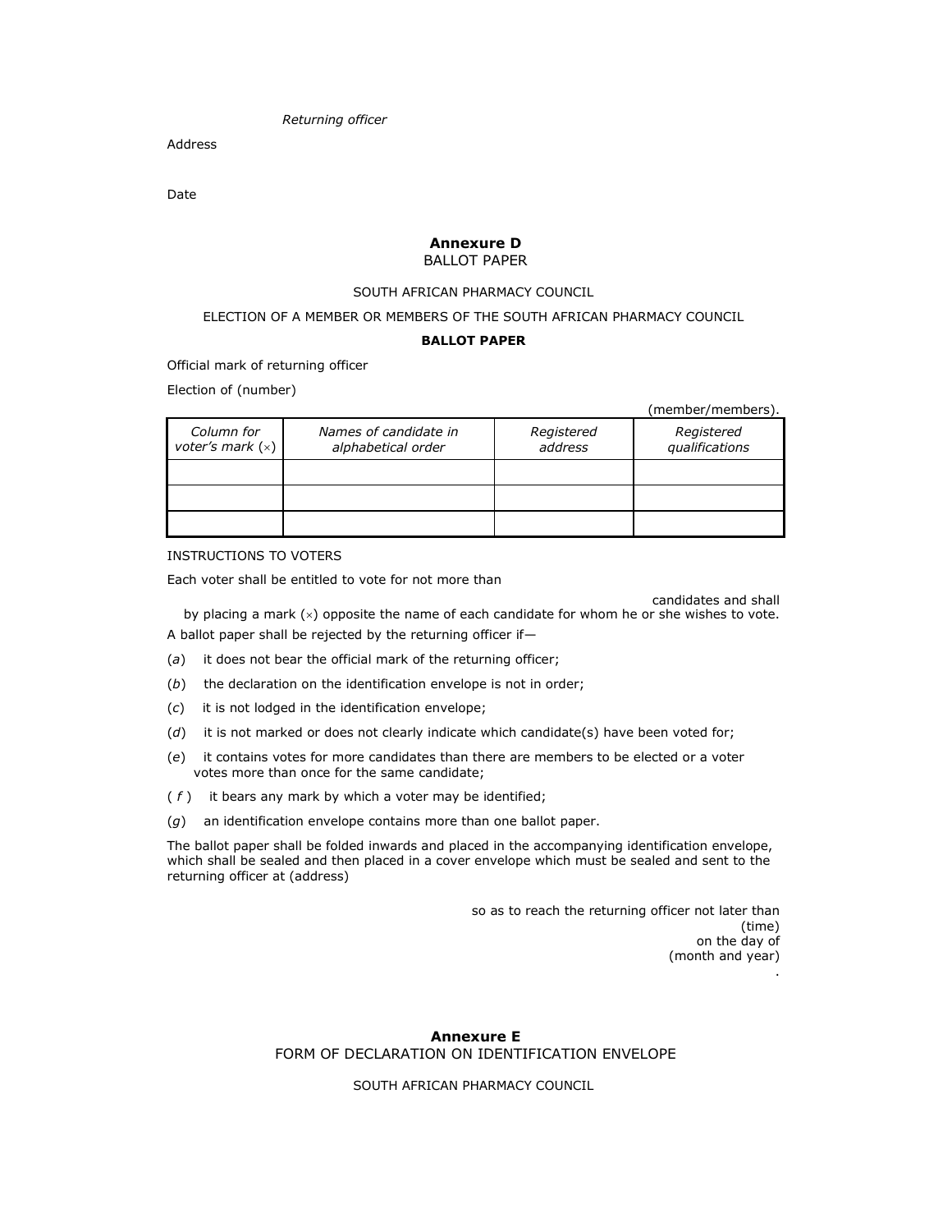*Returning officer*

Address

Date

## Annexure D

BALLOT PAPER

SOUTH AFRICAN PHARMACY COUNCIL

ELECTION OF A MEMBER OR MEMBERS OF THE SOUTH AFRICAN PHARMACY COUNCIL

**BALLOT PAPER**

Official mark of returning officer

Election of (number)

(member/members).

| *Column for voter's mark* (×) | *Names of candidate in alphabetical order* | *Registered address* | *Registered qualifications* |
|---|---|---|---|
| | | | |
| | | | |
| | | | |

INSTRUCTIONS TO VOTERS

Each voter shall be entitled to vote for not more than

candidates and shall by placing a mark (×) opposite the name of each candidate for whom he or she wishes to vote.

A ballot paper shall be rejected by the returning officer if—

(*a*) it does not bear the official mark of the returning officer;

(*b*) the declaration on the identification envelope is not in order;

(*c*) it is not lodged in the identification envelope;

(*d*) it is not marked or does not clearly indicate which candidate(s) have been voted for;

(*e*) it contains votes for more candidates than there are members to be elected or a voter votes more than once for the same candidate;

(*f*) it bears any mark by which a voter may be identified;

(*g*) an identification envelope contains more than one ballot paper.

The ballot paper shall be folded inwards and placed in the accompanying identification envelope, which shall be sealed and then placed in a cover envelope which must be sealed and sent to the returning officer at (address)

so as to reach the returning officer not later than (time) on the day of (month and year) .

## Annexure E

FORM OF DECLARATION ON IDENTIFICATION ENVELOPE

SOUTH AFRICAN PHARMACY COUNCIL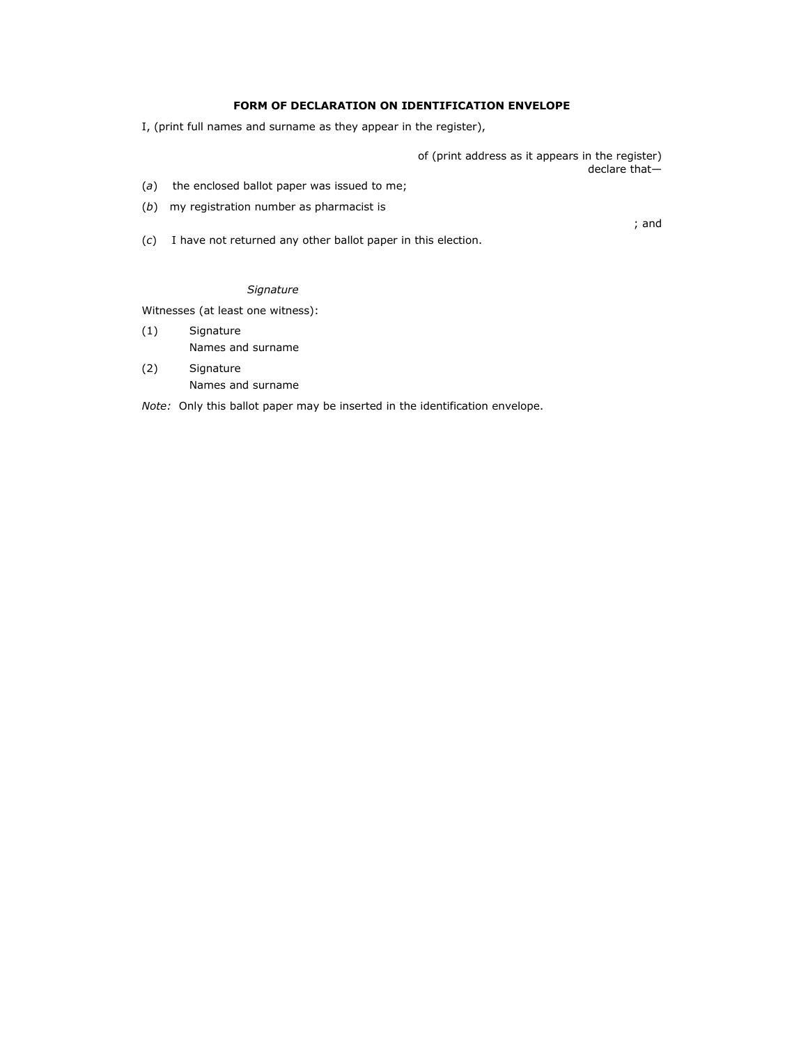**FORM OF DECLARATION ON IDENTIFICATION ENVELOPE**

I, (print full names and surname as they appear in the register),

of (print address as it appears in the register) declare that—

(*a*) the enclosed ballot paper was issued to me;

(*b*) my registration number as pharmacist is

; and

(*c*) I have not returned any other ballot paper in this election.

*Signature*

Witnesses (at least one witness):

(1) Signature
Names and surname

(2) Signature
Names and surname

*Note:* Only this ballot paper may be inserted in the identification envelope.